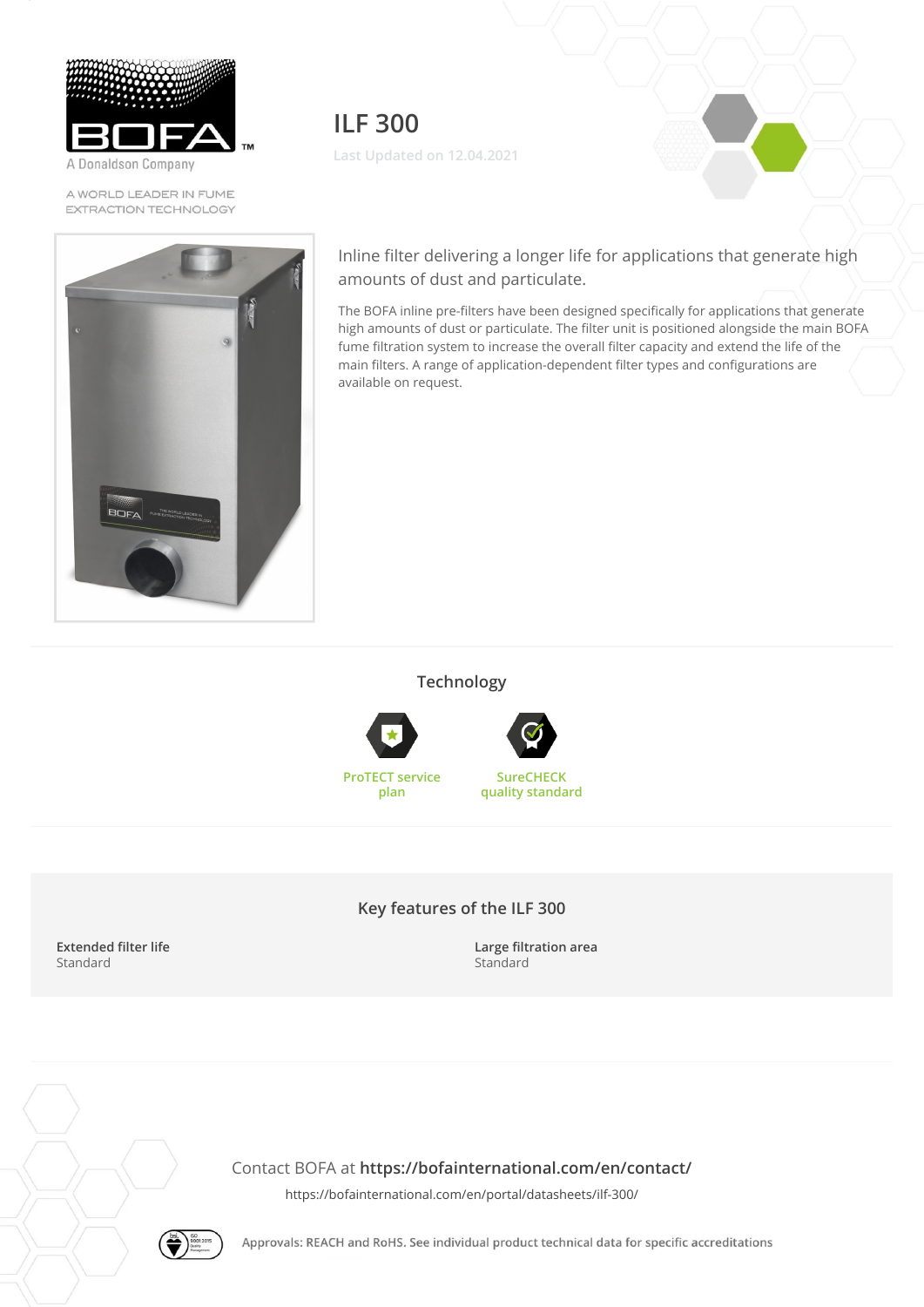BOFA™

A Donaldson Company

A WORLD LEADER IN FUME EXTRACTION TECHNOLOGY

# ILF 300

Last Updated on 12.04.2021

Inline filter delivering a longer life for applications that generate high amounts of dust and particulate.

The BOFA inline pre-filters have been designed specifically for applications that generate high amounts of dust or particulate. The filter unit is positioned alongside the main BOFA fume filtration system to increase the overall filter capacity and extend the life of the main filters. A range of application-dependent filter types and configurations are available on request.

## Technology

- ProTECT service plan
- SureCHECK quality standard

## Key features of the ILF 300

**Extended filter life**
Standard

**Large filtration area**
Standard

Contact BOFA at **https://bofainternational.com/en/contact/**

https://bofainternational.com/en/portal/datasheets/ilf-300/

Approvals: REACH and RoHS. See individual product technical data for specific accreditations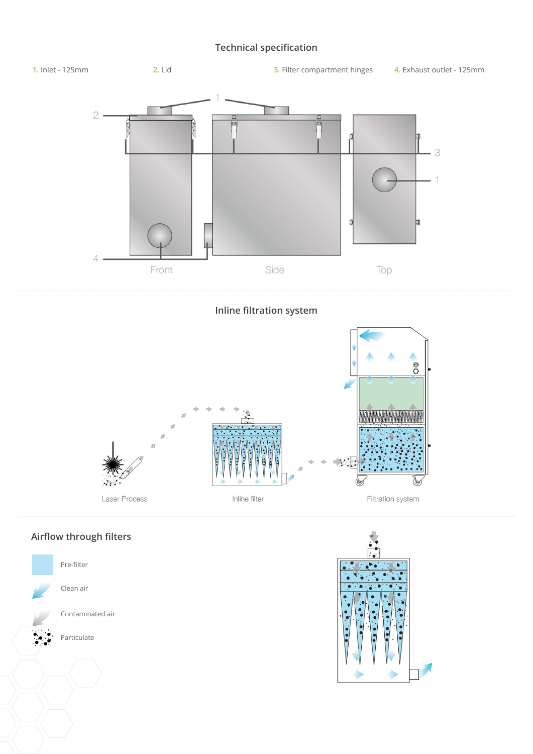## Technical specification

1. Inlet - 125mm
2. Lid
3. Filter compartment hinges
4. Exhaust outlet - 125mm

Front

Side

Top

## Inline filtration system

Laser Process

Inline filter

Filtration system

## Airflow through filters

- Pre-filter
- Clean air
- Contaminated air
- Particulate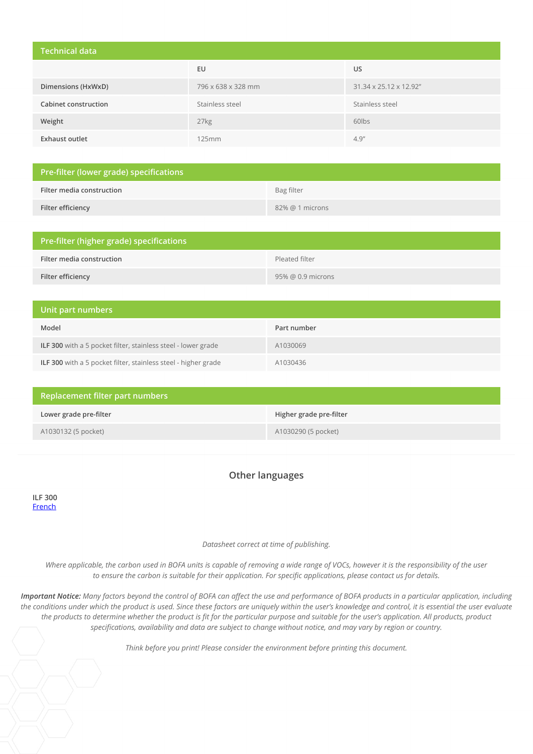## Technical data

| | EU | US |
|---|---|---|
| Dimensions (HxWxD) | 796 x 638 x 328 mm | 31.34 x 25.12 x 12.92" |
| Cabinet construction | Stainless steel | Stainless steel |
| Weight | 27kg | 60lbs |
| Exhaust outlet | 125mm | 4.9" |

## Pre-filter (lower grade) specifications

| | |
|---|---|
| Filter media construction | Bag filter |
| Filter efficiency | 82% @ 1 microns |

## Pre-filter (higher grade) specifications

| | |
|---|---|
| Filter media construction | Pleated filter |
| Filter efficiency | 95% @ 0.9 microns |

## Unit part numbers

| Model | Part number |
|---|---|
| **ILF 300** with a 5 pocket filter, stainless steel - lower grade | A1030069 |
| **ILF 300** with a 5 pocket filter, stainless steel - higher grade | A1030436 |

## Replacement filter part numbers

| Lower grade pre-filter | Higher grade pre-filter |
|---|---|
| A1030132 (5 pocket) | A1030290 (5 pocket) |

## Other languages

ILF 300
French

*Datasheet correct at time of publishing.*

*Where applicable, the carbon used in BOFA units is capable of removing a wide range of VOCs, however it is the responsibility of the user to ensure the carbon is suitable for their application. For specific applications, please contact us for details.*

***Important Notice:** Many factors beyond the control of BOFA can affect the use and performance of BOFA products in a particular application, including the conditions under which the product is used. Since these factors are uniquely within the user's knowledge and control, it is essential the user evaluate the products to determine whether the product is fit for the particular purpose and suitable for the user's application. All products, product specifications, availability and data are subject to change without notice, and may vary by region or country.*

*Think before you print! Please consider the environment before printing this document.*